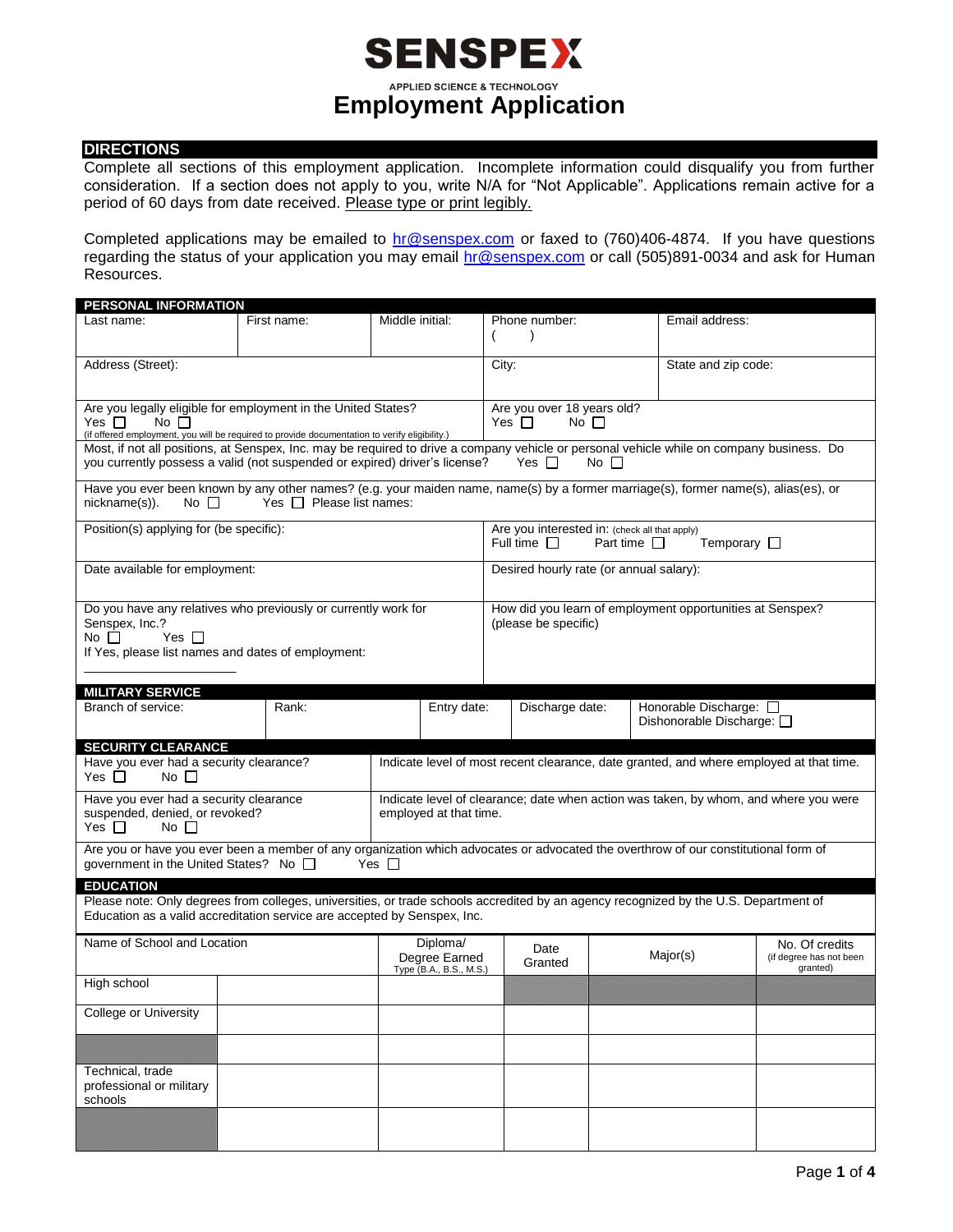# SENSPEX

APPLIED SCIENCE & TECHNOLOGY

# Employment Application

## DIRECTIONS

Complete all sections of this employment application. Incomplete information could disqualify you from further consideration. If a section does not apply to you, write N/A for "Not Applicable". Applications remain active for a period of 60 days from date received. Please type or print legibly.

Completed applications may be emailed to hr@senspex.com or faxed to (760)406-4874. If you have questions regarding the status of your application you may email hr@senspex.com or call (505)891-0034 and ask for Human Resources.

## PERSONAL INFORMATION

| Last name: | First name: | Middle initial: | Phone number: ( ) | Email address: |
|---|---|---|---|---|
| Address (Street): | | | City: | State and zip code: |

| | |
|---|---|
| Are you legally eligible for employment in the United States? Yes ☐ No ☐ (if offered employment, you will be required to provide documentation to verify eligibility.) | Are you over 18 years old? Yes ☐ No ☐ |
| Most, if not all positions, at Senspex, Inc. may be required to drive a company vehicle or personal vehicle while on company business. Do you currently possess a valid (not suspended or expired) driver's license? Yes ☐ No ☐ | |
| Have you ever been known by any other names? (e.g. your maiden name, name(s) by a former marriage(s), former name(s), alias(es), or nickname(s)). No ☐ Yes ☐ Please list names: | |
| Position(s) applying for (be specific): | Are you interested in: (check all that apply) Full time ☐ Part time ☐ Temporary ☐ |
| Date available for employment: | Desired hourly rate (or annual salary): |
| Do you have any relatives who previously or currently work for Senspex, Inc.? No ☐ Yes ☐ If Yes, please list names and dates of employment: ____________ | How did you learn of employment opportunities at Senspex? (please be specific) |

## MILITARY SERVICE

| Branch of service: | Rank: | Entry date: | Discharge date: | Honorable Discharge: ☐ Dishonorable Discharge: ☐ |
|---|---|---|---|---|

## SECURITY CLEARANCE

| | |
|---|---|
| Have you ever had a security clearance? Yes ☐ No ☐ | Indicate level of most recent clearance, date granted, and where employed at that time. |
| Have you ever had a security clearance suspended, denied, or revoked? Yes ☐ No ☐ | Indicate level of clearance; date when action was taken, by whom, and where you were employed at that time. |
| Are you or have you ever been a member of any organization which advocates or advocated the overthrow of our constitutional form of government in the United States? No ☐ Yes ☐ | |

## EDUCATION

Please note: Only degrees from colleges, universities, or trade schools accredited by an agency recognized by the U.S. Department of Education as a valid accreditation service are accepted by Senspex, Inc.

| Name of School and Location | | Diploma/ Degree Earned Type (B.A., B.S., M.S.) | Date Granted | Major(s) | No. Of credits (if degree has not been granted) |
|---|---|---|---|---|---|
| High school | | | | | |
| College or University | | | | | |
| | | | | | |
| Technical, trade professional or military schools | | | | | |
| | | | | | |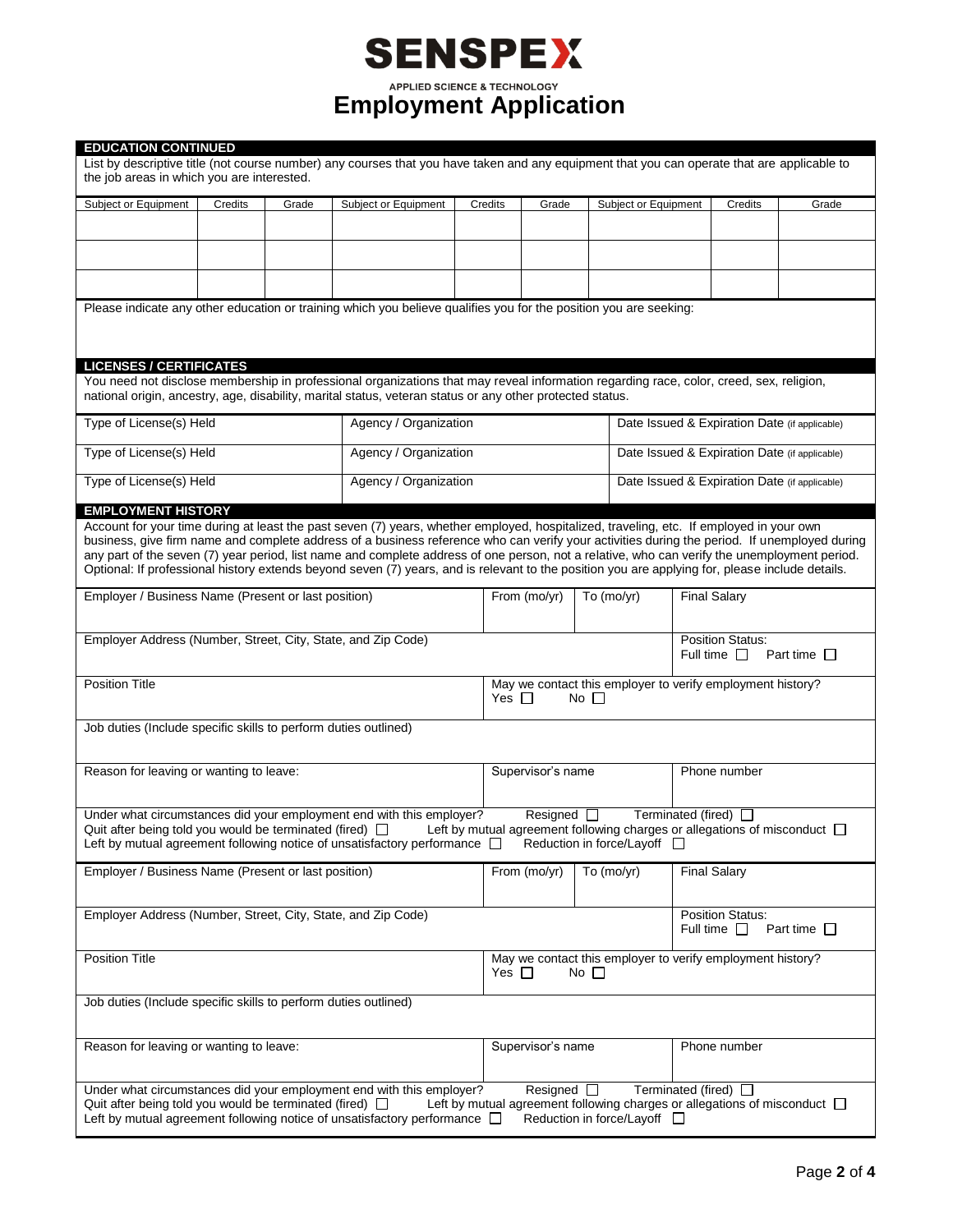**SENSPEX**

APPLIED SCIENCE & TECHNOLOGY

# Employment Application

## EDUCATION CONTINUED

List by descriptive title (not course number) any courses that you have taken and any equipment that you can operate that are applicable to the job areas in which you are interested.

| Subject or Equipment | Credits | Grade | Subject or Equipment | Credits | Grade | Subject or Equipment | Credits | Grade |
|---|---|---|---|---|---|---|---|---|
| | | | | | | | | |
| | | | | | | | | |
| | | | | | | | | |

Please indicate any other education or training which you believe qualifies you for the position you are seeking:

## LICENSES / CERTIFICATES

You need not disclose membership in professional organizations that may reveal information regarding race, color, creed, sex, religion, national origin, ancestry, age, disability, marital status, veteran status or any other protected status.

| Type of License(s) Held | Agency / Organization | Date Issued & Expiration Date (if applicable) |
|---|---|---|
| Type of License(s) Held | Agency / Organization | Date Issued & Expiration Date (if applicable) |
| Type of License(s) Held | Agency / Organization | Date Issued & Expiration Date (if applicable) |

## EMPLOYMENT HISTORY

Account for your time during at least the past seven (7) years, whether employed, hospitalized, traveling, etc. If employed in your own business, give firm name and complete address of a business reference who can verify your activities during the period. If unemployed during any part of the seven (7) year period, list name and complete address of one person, not a relative, who can verify the unemployment period. Optional: If professional history extends beyond seven (7) years, and is relevant to the position you are applying for, please include details.

| Employer / Business Name (Present or last position) | From (mo/yr) | To (mo/yr) | Final Salary |
|---|---|---|---|
| Employer Address (Number, Street, City, State, and Zip Code) | | | Position Status: Full time ☐ Part time ☐ |
| Position Title | May we contact this employer to verify employment history? Yes ☐ No ☐ | | |
| Job duties (Include specific skills to perform duties outlined) | | | |
| Reason for leaving or wanting to leave: | Supervisor's name | | Phone number |

Under what circumstances did your employment end with this employer? Resigned ☐ Terminated (fired) ☐
Quit after being told you would be terminated (fired) ☐ Left by mutual agreement following charges or allegations of misconduct ☐
Left by mutual agreement following notice of unsatisfactory performance ☐ Reduction in force/Layoff ☐

| Employer / Business Name (Present or last position) | From (mo/yr) | To (mo/yr) | Final Salary |
|---|---|---|---|
| Employer Address (Number, Street, City, State, and Zip Code) | | | Position Status: Full time ☐ Part time ☐ |
| Position Title | May we contact this employer to verify employment history? Yes ☐ No ☐ | | |
| Job duties (Include specific skills to perform duties outlined) | | | |
| Reason for leaving or wanting to leave: | Supervisor's name | | Phone number |

Under what circumstances did your employment end with this employer? Resigned ☐ Terminated (fired) ☐
Quit after being told you would be terminated (fired) ☐ Left by mutual agreement following charges or allegations of misconduct ☐
Left by mutual agreement following notice of unsatisfactory performance ☐ Reduction in force/Layoff ☐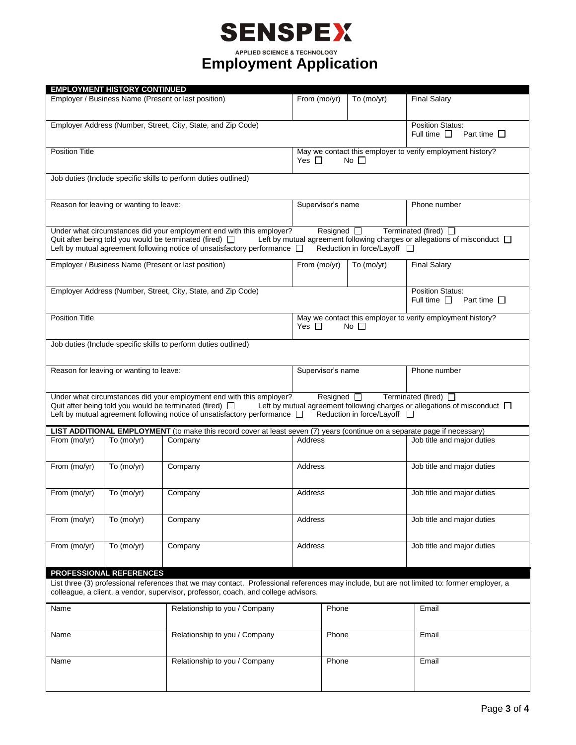# SENSPEX

APPLIED SCIENCE & TECHNOLOGY

## Employment Application

### EMPLOYMENT HISTORY CONTINUED

| Employer / Business Name (Present or last position) | From (mo/yr) | To (mo/yr) | Final Salary |
|---|---|---|---|
| Employer Address (Number, Street, City, State, and Zip Code) | | | Position Status: Full time ☐ Part time ☐ |
| Position Title | May we contact this employer to verify employment history? Yes ☐ No ☐ | | |
| Job duties (Include specific skills to perform duties outlined) | | | |
| Reason for leaving or wanting to leave: | Supervisor's name | | Phone number |

Under what circumstances did your employment end with this employer? Resigned ☐ Terminated (fired) ☐
Quit after being told you would be terminated (fired) ☐ Left by mutual agreement following charges or allegations of misconduct ☐
Left by mutual agreement following notice of unsatisfactory performance ☐ Reduction in force/Layoff ☐

| Employer / Business Name (Present or last position) | From (mo/yr) | To (mo/yr) | Final Salary |
|---|---|---|---|
| Employer Address (Number, Street, City, State, and Zip Code) | | | Position Status: Full time ☐ Part time ☐ |
| Position Title | May we contact this employer to verify employment history? Yes ☐ No ☐ | | |
| Job duties (Include specific skills to perform duties outlined) | | | |
| Reason for leaving or wanting to leave: | Supervisor's name | | Phone number |

Under what circumstances did your employment end with this employer? Resigned ☐ Terminated (fired) ☐
Quit after being told you would be terminated (fired) ☐ Left by mutual agreement following charges or allegations of misconduct ☐
Left by mutual agreement following notice of unsatisfactory performance ☐ Reduction in force/Layoff ☐

**LIST ADDITIONAL EMPLOYMENT** (to make this record cover at least seven (7) years (continue on a separate page if necessary)

| From (mo/yr) | To (mo/yr) | Company | Address | Job title and major duties |
|---|---|---|---|---|
| From (mo/yr) | To (mo/yr) | Company | Address | Job title and major duties |
| From (mo/yr) | To (mo/yr) | Company | Address | Job title and major duties |
| From (mo/yr) | To (mo/yr) | Company | Address | Job title and major duties |
| From (mo/yr) | To (mo/yr) | Company | Address | Job title and major duties |

### PROFESSIONAL REFERENCES

List three (3) professional references that we may contact. Professional references may include, but are not limited to: former employer, a colleague, a client, a vendor, supervisor, professor, coach, and college advisors.

| Name | Relationship to you / Company | Phone | Email |
|---|---|---|---|
| Name | Relationship to you / Company | Phone | Email |
| Name | Relationship to you / Company | Phone | Email |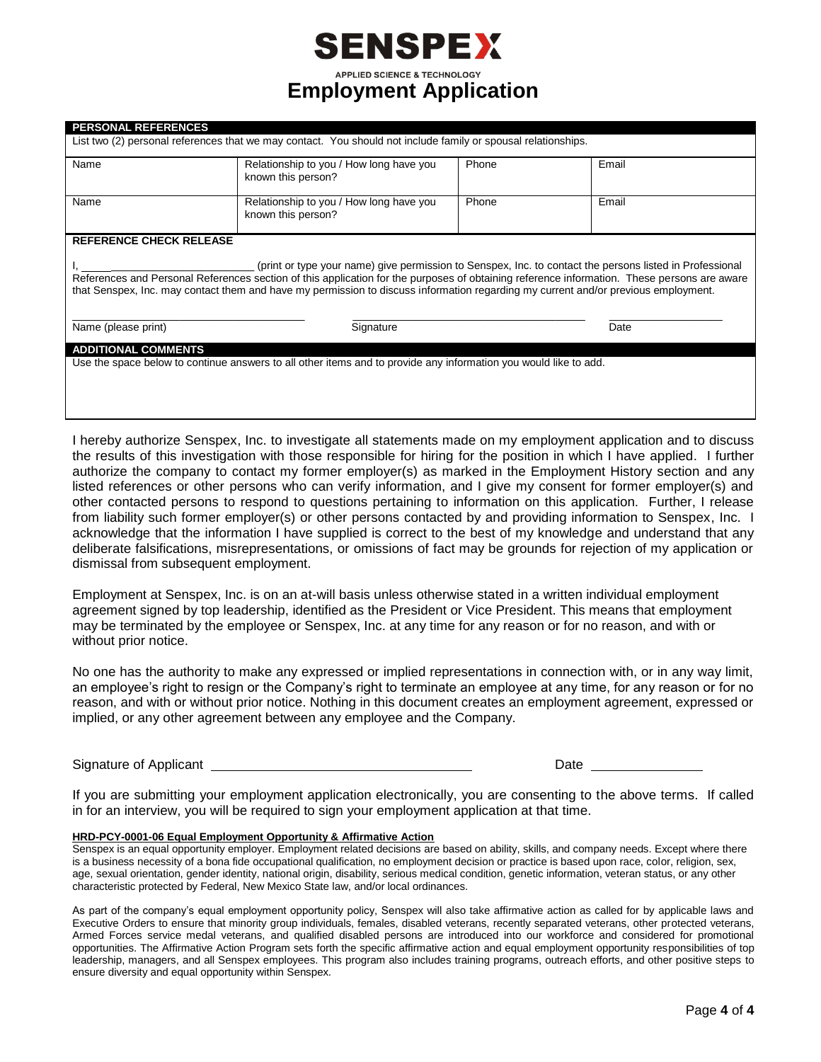# SENSPEX

APPLIED SCIENCE & TECHNOLOGY

# Employment Application

## PERSONAL REFERENCES

List two (2) personal references that we may contact. You should not include family or spousal relationships.

| | | | |
|---|---|---|---|
| Name | Relationship to you / How long have you known this person? | Phone | Email |
| Name | Relationship to you / How long have you known this person? | Phone | Email |

## REFERENCE CHECK RELEASE

I, ______________________________ (print or type your name) give permission to Senspex, Inc. to contact the persons listed in Professional References and Personal References section of this application for the purposes of obtaining reference information. These persons are aware that Senspex, Inc. may contact them and have my permission to discuss information regarding my current and/or previous employment.

Name (please print) ______________________ Signature ______________________ Date ______________

## ADDITIONAL COMMENTS

Use the space below to continue answers to all other items and to provide any information you would like to add.

I hereby authorize Senspex, Inc. to investigate all statements made on my employment application and to discuss the results of this investigation with those responsible for hiring for the position in which I have applied. I further authorize the company to contact my former employer(s) as marked in the Employment History section and any listed references or other persons who can verify information, and I give my consent for former employer(s) and other contacted persons to respond to questions pertaining to information on this application. Further, I release from liability such former employer(s) or other persons contacted by and providing information to Senspex, Inc. I acknowledge that the information I have supplied is correct to the best of my knowledge and understand that any deliberate falsifications, misrepresentations, or omissions of fact may be grounds for rejection of my application or dismissal from subsequent employment.

Employment at Senspex, Inc. is on an at-will basis unless otherwise stated in a written individual employment agreement signed by top leadership, identified as the President or Vice President. This means that employment may be terminated by the employee or Senspex, Inc. at any time for any reason or for no reason, and with or without prior notice.

No one has the authority to make any expressed or implied representations in connection with, or in any way limit, an employee's right to resign or the Company's right to terminate an employee at any time, for any reason or for no reason, and with or without prior notice. Nothing in this document creates an employment agreement, expressed or implied, or any other agreement between any employee and the Company.

Signature of Applicant ______________________________ Date ______________

If you are submitting your employment application electronically, you are consenting to the above terms. If called in for an interview, you will be required to sign your employment application at that time.

**HRD-PCY-0001-06 Equal Employment Opportunity & Affirmative Action**

Senspex is an equal opportunity employer. Employment related decisions are based on ability, skills, and company needs. Except where there is a business necessity of a bona fide occupational qualification, no employment decision or practice is based upon race, color, religion, sex, age, sexual orientation, gender identity, national origin, disability, serious medical condition, genetic information, veteran status, or any other characteristic protected by Federal, New Mexico State law, and/or local ordinances.

As part of the company's equal employment opportunity policy, Senspex will also take affirmative action as called for by applicable laws and Executive Orders to ensure that minority group individuals, females, disabled veterans, recently separated veterans, other protected veterans, Armed Forces service medal veterans, and qualified disabled persons are introduced into our workforce and considered for promotional opportunities. The Affirmative Action Program sets forth the specific affirmative action and equal employment opportunity responsibilities of top leadership, managers, and all Senspex employees. This program also includes training programs, outreach efforts, and other positive steps to ensure diversity and equal opportunity within Senspex.